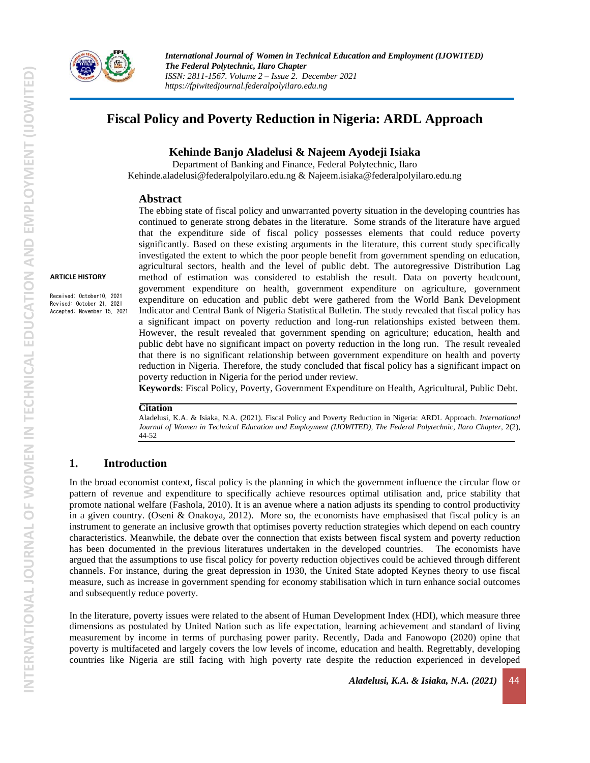# Fiscal Policy and Poverty Reduction in Nigeria: ARDL Approach

**Kehinde Banjo Aladelusi & Najeem Ayodeji Isiaka**

Department of Banking and Finance, Federal Polytechnic, Ilaro

Kehinde.aladelusi@federalpolyilaro.edu.ng & Najeem.isiaka@federalpolyilaro.edu.ng

**ARTICLE HISTORY**

Received: October10, 2021
Revised: October 21, 2021
Accepted: November 15, 2021

## Abstract

The ebbing state of fiscal policy and unwarranted poverty situation in the developing countries has continued to generate strong debates in the literature. Some strands of the literature have argued that the expenditure side of fiscal policy possesses elements that could reduce poverty significantly. Based on these existing arguments in the literature, this current study specifically investigated the extent to which the poor people benefit from government spending on education, agricultural sectors, health and the level of public debt. The autoregressive Distribution Lag method of estimation was considered to establish the result. Data on poverty headcount, government expenditure on health, government expenditure on agriculture, government expenditure on education and public debt were gathered from the World Bank Development Indicator and Central Bank of Nigeria Statistical Bulletin. The study revealed that fiscal policy has a significant impact on poverty reduction and long-run relationships existed between them. However, the result revealed that government spending on agriculture; education, health and public debt have no significant impact on poverty reduction in the long run. The result revealed that there is no significant relationship between government expenditure on health and poverty reduction in Nigeria. Therefore, the study concluded that fiscal policy has a significant impact on poverty reduction in Nigeria for the period under review.

**Keywords**: Fiscal Policy, Poverty, Government Expenditure on Health, Agricultural, Public Debt.

**Citation**

Aladelusi, K.A. & Isiaka, N.A. (2021). Fiscal Policy and Poverty Reduction in Nigeria: ARDL Approach. *International Journal of Women in Technical Education and Employment (IJOWITED), The Federal Polytechnic, Ilaro Chapter*, 2(2), 44-52

## 1. Introduction

In the broad economist context, fiscal policy is the planning in which the government influence the circular flow or pattern of revenue and expenditure to specifically achieve resources optimal utilisation and, price stability that promote national welfare (Fashola, 2010). It is an avenue where a nation adjusts its spending to control productivity in a given country. (Oseni & Onakoya, 2012). More so, the economists have emphasised that fiscal policy is an instrument to generate an inclusive growth that optimises poverty reduction strategies which depend on each country characteristics. Meanwhile, the debate over the connection that exists between fiscal system and poverty reduction has been documented in the previous literatures undertaken in the developed countries. The economists have argued that the assumptions to use fiscal policy for poverty reduction objectives could be achieved through different channels. For instance, during the great depression in 1930, the United State adopted Keynes theory to use fiscal measure, such as increase in government spending for economy stabilisation which in turn enhance social outcomes and subsequently reduce poverty.

In the literature, poverty issues were related to the absent of Human Development Index (HDI), which measure three dimensions as postulated by United Nation such as life expectation, learning achievement and standard of living measurement by income in terms of purchasing power parity. Recently, Dada and Fanowopo (2020) opine that poverty is multifaceted and largely covers the low levels of income, education and health. Regrettably, developing countries like Nigeria are still facing with high poverty rate despite the reduction experienced in developed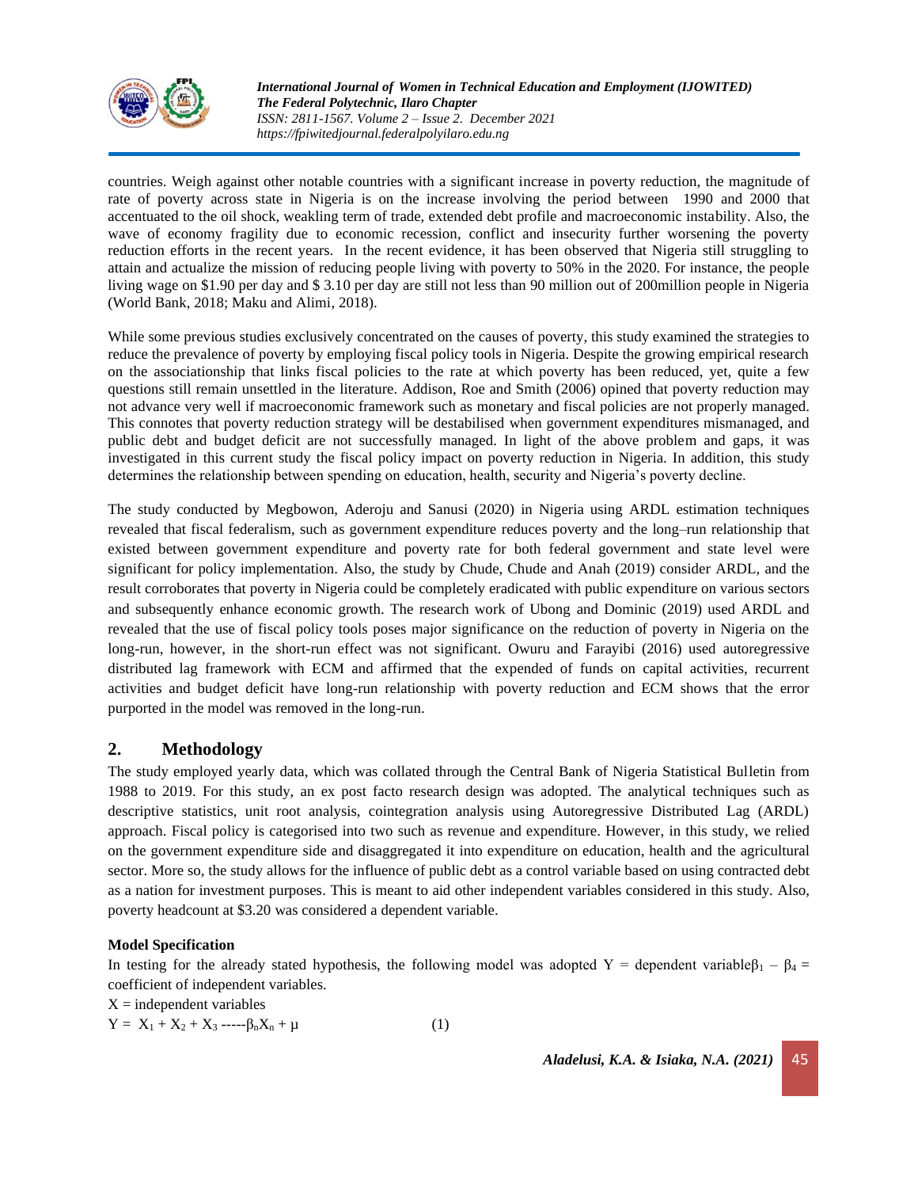countries. Weigh against other notable countries with a significant increase in poverty reduction, the magnitude of rate of poverty across state in Nigeria is on the increase involving the period between 1990 and 2000 that accentuated to the oil shock, weakling term of trade, extended debt profile and macroeconomic instability. Also, the wave of economy fragility due to economic recession, conflict and insecurity further worsening the poverty reduction efforts in the recent years. In the recent evidence, it has been observed that Nigeria still struggling to attain and actualize the mission of reducing people living with poverty to 50% in the 2020. For instance, the people living wage on $1.90 per day and $ 3.10 per day are still not less than 90 million out of 200million people in Nigeria (World Bank, 2018; Maku and Alimi, 2018).

While some previous studies exclusively concentrated on the causes of poverty, this study examined the strategies to reduce the prevalence of poverty by employing fiscal policy tools in Nigeria. Despite the growing empirical research on the associationship that links fiscal policies to the rate at which poverty has been reduced, yet, quite a few questions still remain unsettled in the literature. Addison, Roe and Smith (2006) opined that poverty reduction may not advance very well if macroeconomic framework such as monetary and fiscal policies are not properly managed. This connotes that poverty reduction strategy will be destabilised when government expenditures mismanaged, and public debt and budget deficit are not successfully managed. In light of the above problem and gaps, it was investigated in this current study the fiscal policy impact on poverty reduction in Nigeria. In addition, this study determines the relationship between spending on education, health, security and Nigeria's poverty decline.

The study conducted by Megbowon, Aderoju and Sanusi (2020) in Nigeria using ARDL estimation techniques revealed that fiscal federalism, such as government expenditure reduces poverty and the long–run relationship that existed between government expenditure and poverty rate for both federal government and state level were significant for policy implementation. Also, the study by Chude, Chude and Anah (2019) consider ARDL, and the result corroborates that poverty in Nigeria could be completely eradicated with public expenditure on various sectors and subsequently enhance economic growth. The research work of Ubong and Dominic (2019) used ARDL and revealed that the use of fiscal policy tools poses major significance on the reduction of poverty in Nigeria on the long-run, however, in the short-run effect was not significant. Owuru and Farayibi (2016) used autoregressive distributed lag framework with ECM and affirmed that the expended of funds on capital activities, recurrent activities and budget deficit have long-run relationship with poverty reduction and ECM shows that the error purported in the model was removed in the long-run.

## 2. Methodology

The study employed yearly data, which was collated through the Central Bank of Nigeria Statistical Bulletin from 1988 to 2019. For this study, an ex post facto research design was adopted. The analytical techniques such as descriptive statistics, unit root analysis, cointegration analysis using Autoregressive Distributed Lag (ARDL) approach. Fiscal policy is categorised into two such as revenue and expenditure. However, in this study, we relied on the government expenditure side and disaggregated it into expenditure on education, health and the agricultural sector. More so, the study allows for the influence of public debt as a control variable based on using contracted debt as a nation for investment purposes. This is meant to aid other independent variables considered in this study. Also, poverty headcount at $3.20 was considered a dependent variable.

**Model Specification**

In testing for the already stated hypothesis, the following model was adopted Y = dependent variable$\beta_1 - \beta_4$ = coefficient of independent variables.

X = independent variables

$$Y = X_1 + X_2 + X_3 \text{-----} \beta_n X_n + \mu \qquad (1)$$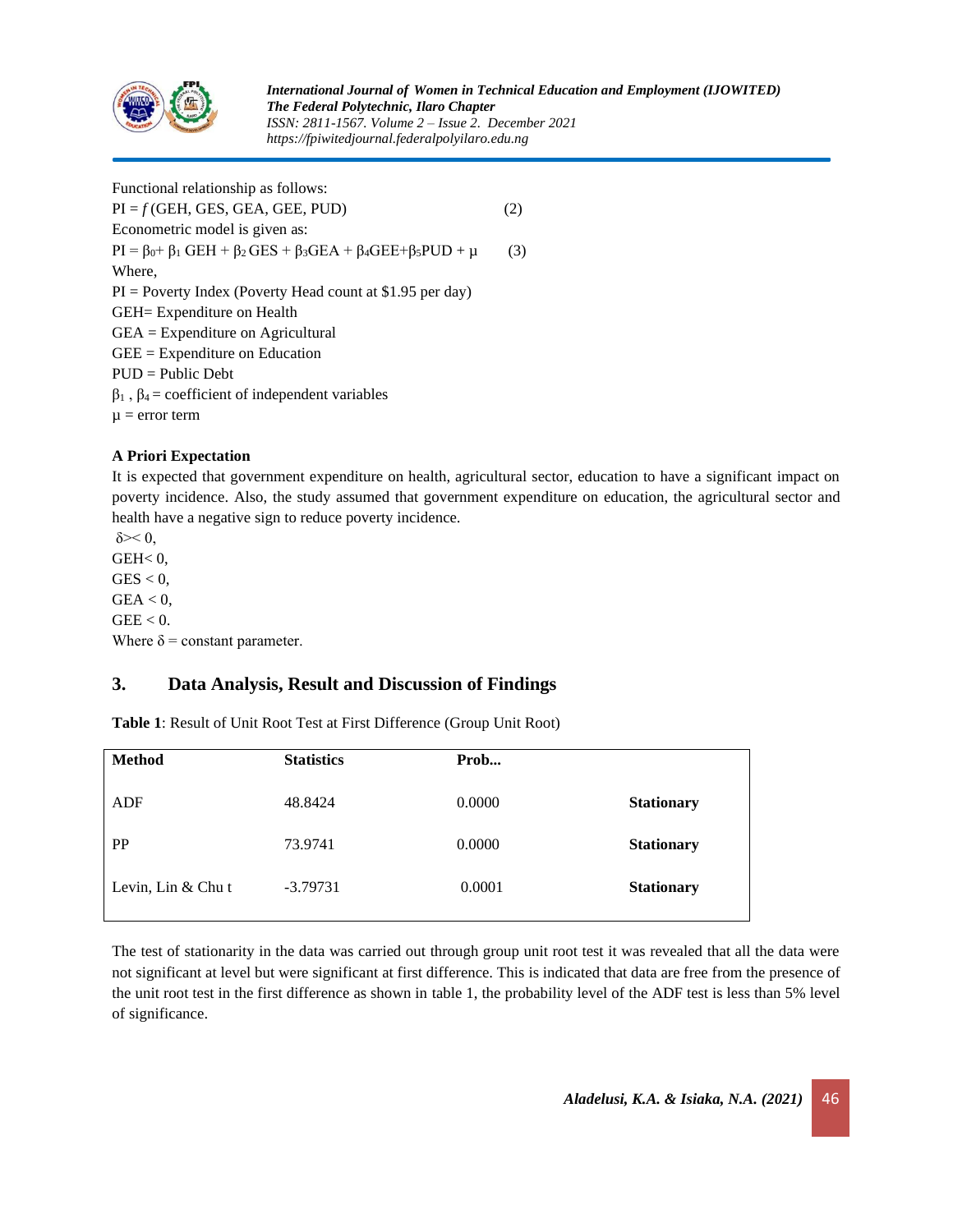Functional relationship as follows:

$$PI = f(GEH, GES, GEA, GEE, PUD) \quad (2)$$

Econometric model is given as:

$$PI = \beta_0 + \beta_1 GEH + \beta_2 GES + \beta_3 GEA + \beta_4 GEE + \beta_5 PUD + \mu \quad (3)$$

Where,

PI = Poverty Index (Poverty Head count at $1.95 per day)

GEH= Expenditure on Health

GEA = Expenditure on Agricultural

GEE = Expenditure on Education

PUD = Public Debt

$\beta_1$ , $\beta_4$ = coefficient of independent variables

$\mu$ = error term

**A Priori Expectation**

It is expected that government expenditure on health, agricultural sector, education to have a significant impact on poverty incidence. Also, the study assumed that government expenditure on education, the agricultural sector and health have a negative sign to reduce poverty incidence.

$\delta >< 0$,

$GEH < 0$,

$GES < 0$,

$GEA < 0$,

$GEE < 0$.

Where $\delta$ = constant parameter.

## 3. Data Analysis, Result and Discussion of Findings

**Table 1**: Result of Unit Root Test at First Difference (Group Unit Root)

| Method | Statistics | Prob... | |
|---|---|---|---|
| ADF | 48.8424 | 0.0000 | **Stationary** |
| PP | 73.9741 | 0.0000 | **Stationary** |
| Levin, Lin & Chu t | -3.79731 | 0.0001 | **Stationary** |

The test of stationarity in the data was carried out through group unit root test it was revealed that all the data were not significant at level but were significant at first difference. This is indicated that data are free from the presence of the unit root test in the first difference as shown in table 1, the probability level of the ADF test is less than 5% level of significance.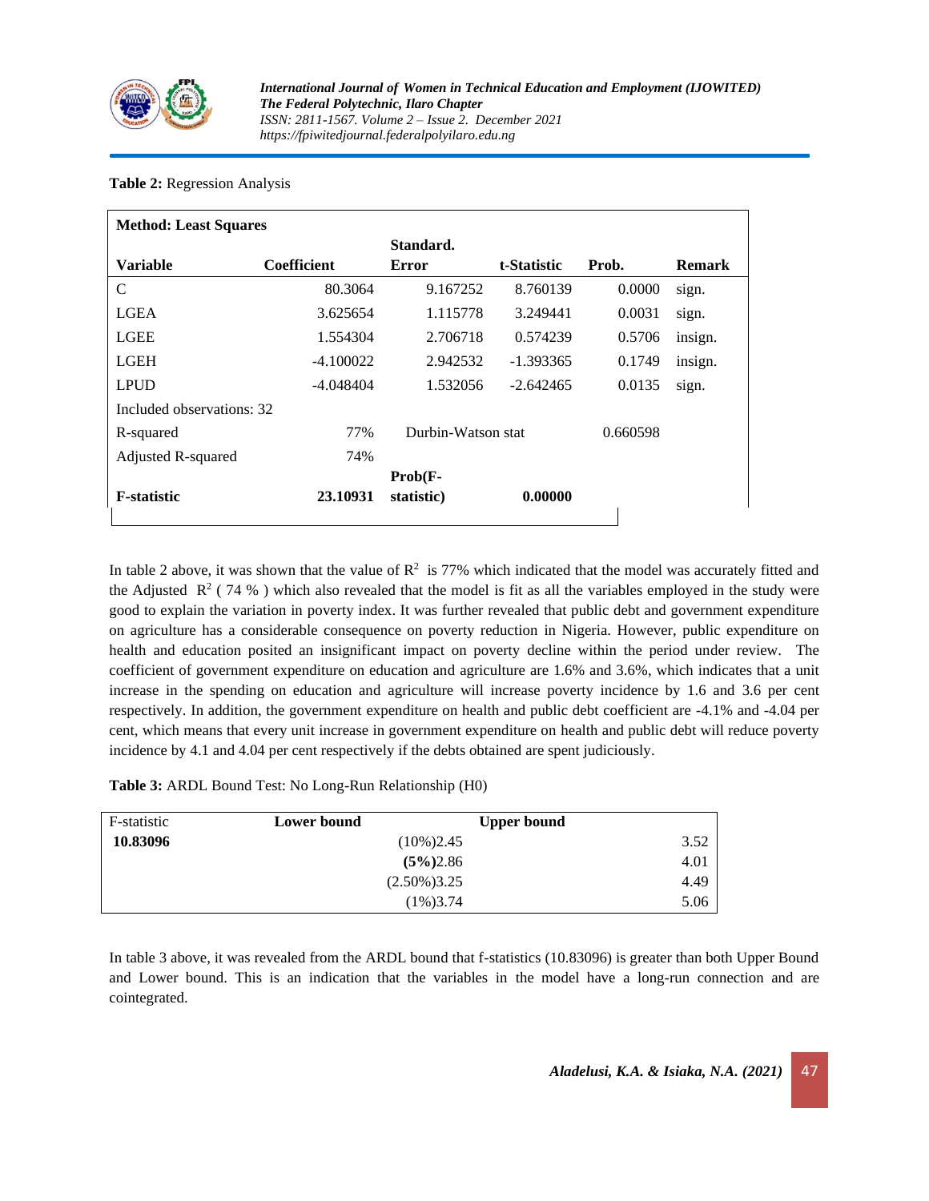**Table 2:** Regression Analysis

| Variable | Coefficient | Standard. Error | t-Statistic | Prob. | Remark |
|---|---|---|---|---|---|
| **Method: Least Squares** | | | | | |
| C | 80.3064 | 9.167252 | 8.760139 | 0.0000 | sign. |
| LGEA | 3.625654 | 1.115778 | 3.249441 | 0.0031 | sign. |
| LGEE | 1.554304 | 2.706718 | 0.574239 | 0.5706 | insign. |
| LGEH | -4.100022 | 2.942532 | -1.393365 | 0.1749 | insign. |
| LPUD | -4.048404 | 1.532056 | -2.642465 | 0.0135 | sign. |
| Included observations: 32 | | | | | |
| R-squared | 77% | Durbin-Watson stat | | 0.660598 | |
| Adjusted R-squared | 74% | | | | |
| **F-statistic** | **23.10931** | **Prob(F-statistic)** | **0.00000** | | |

In table 2 above, it was shown that the value of $R^2$ is 77% which indicated that the model was accurately fitted and the Adjusted $R^2$ ( 74 % ) which also revealed that the model is fit as all the variables employed in the study were good to explain the variation in poverty index. It was further revealed that public debt and government expenditure on agriculture has a considerable consequence on poverty reduction in Nigeria. However, public expenditure on health and education posited an insignificant impact on poverty decline within the period under review. The coefficient of government expenditure on education and agriculture are 1.6% and 3.6%, which indicates that a unit increase in the spending on education and agriculture will increase poverty incidence by 1.6 and 3.6 per cent respectively. In addition, the government expenditure on health and public debt coefficient are -4.1% and -4.04 per cent, which means that every unit increase in government expenditure on health and public debt will reduce poverty incidence by 4.1 and 4.04 per cent respectively if the debts obtained are spent judiciously.

**Table 3:** ARDL Bound Test: No Long-Run Relationship (H0)

| F-statistic | Lower bound | Upper bound |
|---|---|---|
| **10.83096** | (10%)2.45 | 3.52 |
| | **(5%)**2.86 | 4.01 |
| | (2.50%)3.25 | 4.49 |
| | (1%)3.74 | 5.06 |

In table 3 above, it was revealed from the ARDL bound that f-statistics (10.83096) is greater than both Upper Bound and Lower bound. This is an indication that the variables in the model have a long-run connection and are cointegrated.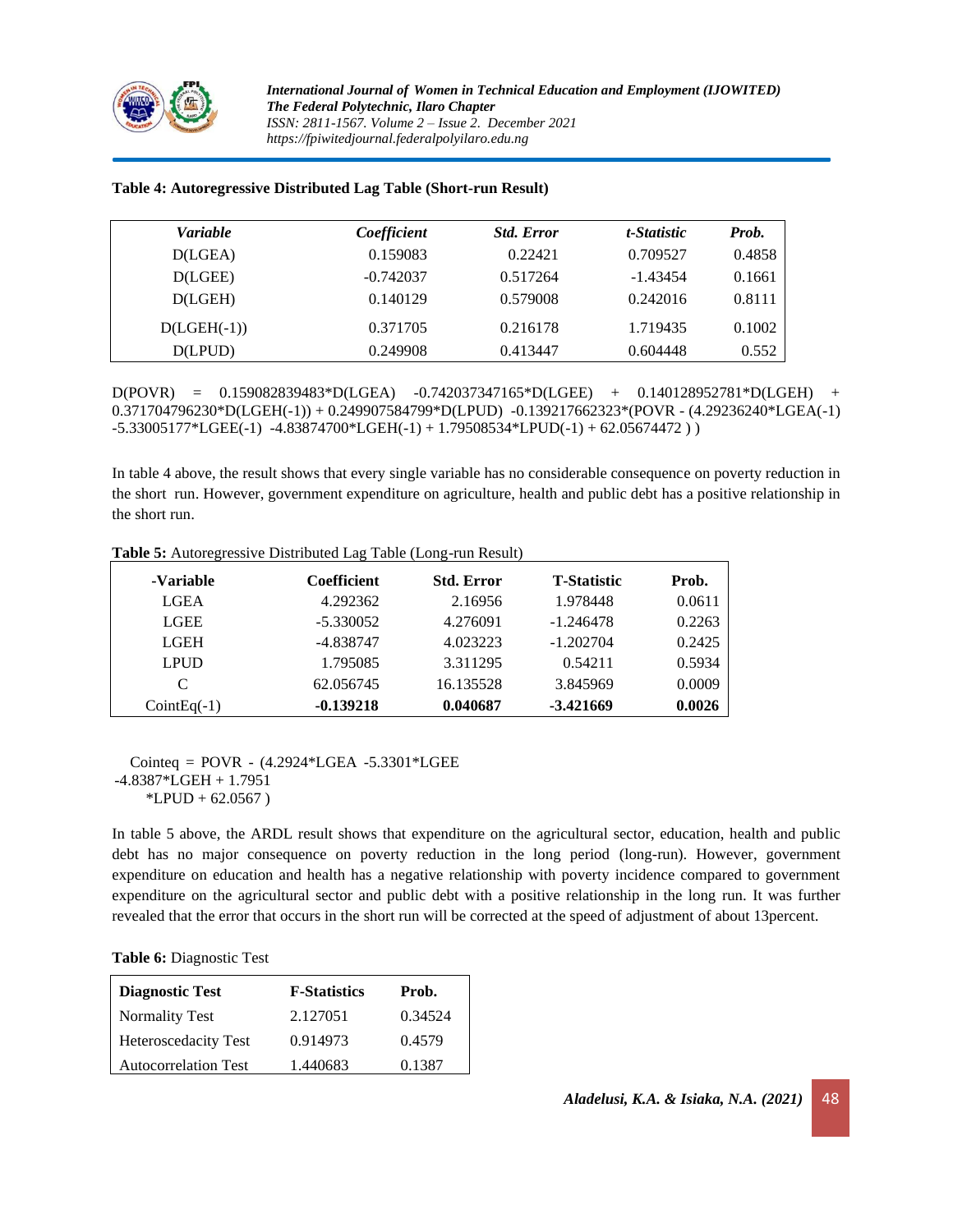**Table 4: Autoregressive Distributed Lag Table (Short-run Result)**

| *Variable* | *Coefficient* | *Std. Error* | *t-Statistic* | *Prob.* |
|---|---|---|---|---|
| D(LGEA) | 0.159083 | 0.22421 | 0.709527 | 0.4858 |
| D(LGEE) | -0.742037 | 0.517264 | -1.43454 | 0.1661 |
| D(LGEH) | 0.140129 | 0.579008 | 0.242016 | 0.8111 |
| D(LGEH(-1)) | 0.371705 | 0.216178 | 1.719435 | 0.1002 |
| D(LPUD) | 0.249908 | 0.413447 | 0.604448 | 0.552 |

D(POVR) = 0.159082839483*D(LGEA) -0.742037347165*D(LGEE) + 0.140128952781*D(LGEH) + 0.371704796230*D(LGEH(-1)) + 0.249907584799*D(LPUD) -0.139217662323*(POVR - (4.29236240*LGEA(-1) -5.33005177*LGEE(-1) -4.83874700*LGEH(-1) + 1.79508534*LPUD(-1) + 62.05674472 ) )

In table 4 above, the result shows that every single variable has no considerable consequence on poverty reduction in the short run. However, government expenditure on agriculture, health and public debt has a positive relationship in the short run.

**Table 5:** Autoregressive Distributed Lag Table (Long-run Result)

| -Variable | Coefficient | Std. Error | T-Statistic | Prob. |
|---|---|---|---|---|
| LGEA | 4.292362 | 2.16956 | 1.978448 | 0.0611 |
| LGEE | -5.330052 | 4.276091 | -1.246478 | 0.2263 |
| LGEH | -4.838747 | 4.023223 | -1.202704 | 0.2425 |
| LPUD | 1.795085 | 3.311295 | 0.54211 | 0.5934 |
| C | 62.056745 | 16.135528 | 3.845969 | 0.0009 |
| CointEq(-1) | **-0.139218** | **0.040687** | **-3.421669** | **0.0026** |

Cointeq = POVR - (4.2924*LGEA -5.3301*LGEE -4.8387*LGEH + 1.7951 *LPUD + 62.0567 )

In table 5 above, the ARDL result shows that expenditure on the agricultural sector, education, health and public debt has no major consequence on poverty reduction in the long period (long-run). However, government expenditure on education and health has a negative relationship with poverty incidence compared to government expenditure on the agricultural sector and public debt with a positive relationship in the long run. It was further revealed that the error that occurs in the short run will be corrected at the speed of adjustment of about 13percent.

**Table 6:** Diagnostic Test

| Diagnostic Test | F-Statistics | Prob. |
|---|---|---|
| Normality Test | 2.127051 | 0.34524 |
| Heteroscedacity Test | 0.914973 | 0.4579 |
| Autocorrelation Test | 1.440683 | 0.1387 |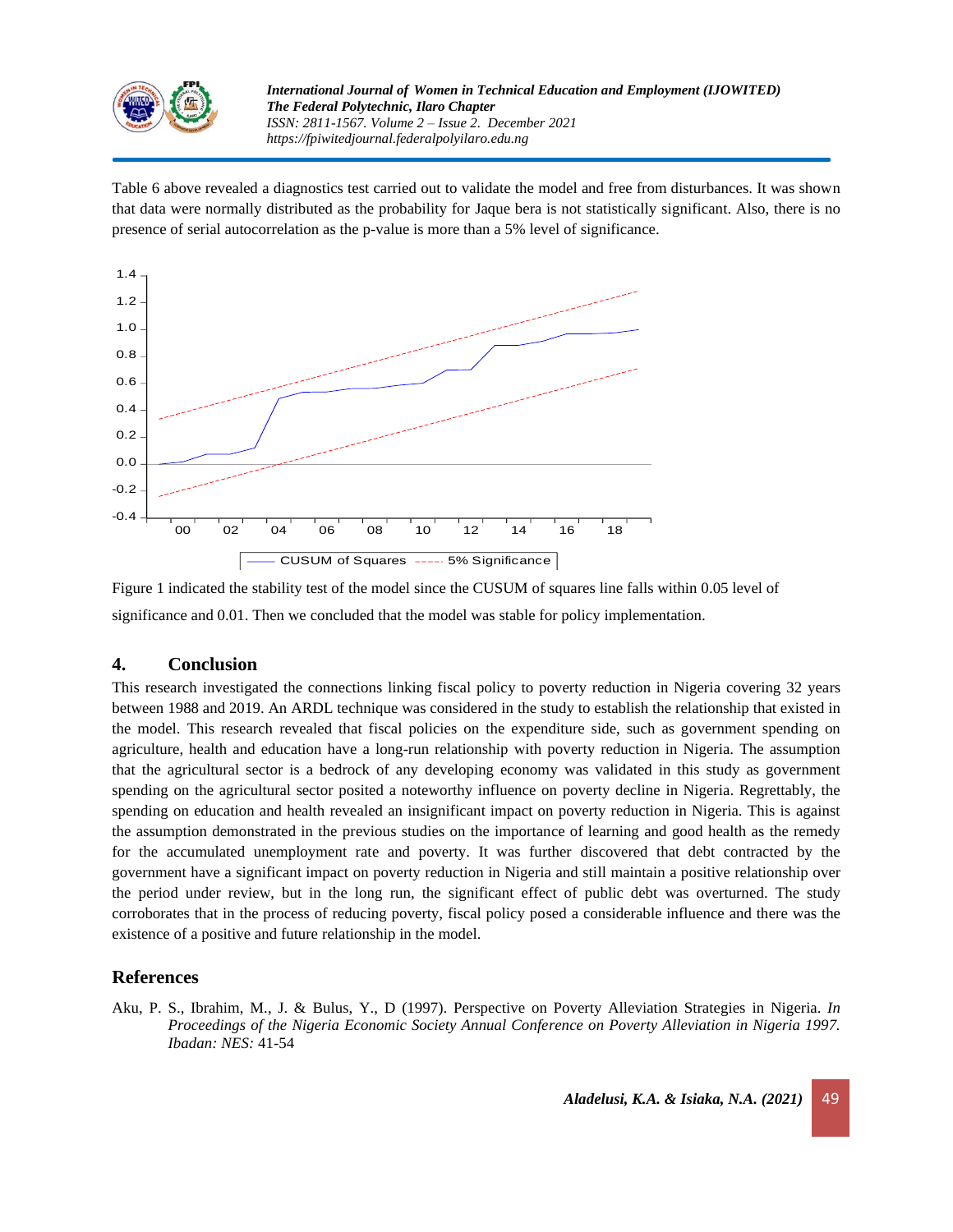Table 6 above revealed a diagnostics test carried out to validate the model and free from disturbances. It was shown that data were normally distributed as the probability for Jaque bera is not statistically significant. Also, there is no presence of serial autocorrelation as the p-value is more than a 5% level of significance.

Figure 1 indicated the stability test of the model since the CUSUM of squares line falls within 0.05 level of significance and 0.01. Then we concluded that the model was stable for policy implementation.

## 4. Conclusion

This research investigated the connections linking fiscal policy to poverty reduction in Nigeria covering 32 years between 1988 and 2019. An ARDL technique was considered in the study to establish the relationship that existed in the model. This research revealed that fiscal policies on the expenditure side, such as government spending on agriculture, health and education have a long-run relationship with poverty reduction in Nigeria. The assumption that the agricultural sector is a bedrock of any developing economy was validated in this study as government spending on the agricultural sector posited a noteworthy influence on poverty decline in Nigeria. Regrettably, the spending on education and health revealed an insignificant impact on poverty reduction in Nigeria. This is against the assumption demonstrated in the previous studies on the importance of learning and good health as the remedy for the accumulated unemployment rate and poverty. It was further discovered that debt contracted by the government have a significant impact on poverty reduction in Nigeria and still maintain a positive relationship over the period under review, but in the long run, the significant effect of public debt was overturned. The study corroborates that in the process of reducing poverty, fiscal policy posed a considerable influence and there was the existence of a positive and future relationship in the model.

## References

Aku, P. S., Ibrahim, M., J. & Bulus, Y., D (1997). Perspective on Poverty Alleviation Strategies in Nigeria. *In Proceedings of the Nigeria Economic Society Annual Conference on Poverty Alleviation in Nigeria 1997. Ibadan: NES:* 41-54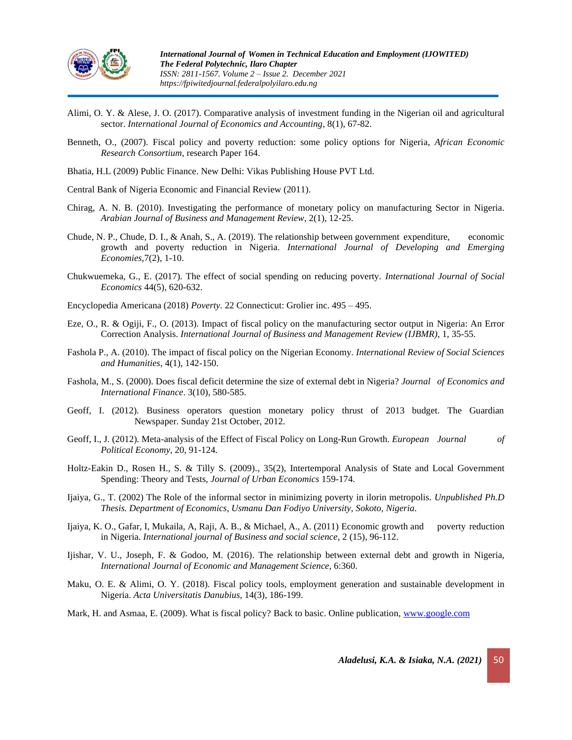Alimi, O. Y. & Alese, J. O. (2017). Comparative analysis of investment funding in the Nigerian oil and agricultural sector. *International Journal of Economics and Accounting*, 8(1), 67-82.

Benneth, O., (2007). Fiscal policy and poverty reduction: some policy options for Nigeria, *African Economic Research Consortium*, research Paper 164.

Bhatia, H.L (2009) Public Finance. New Delhi: Vikas Publishing House PVT Ltd.

Central Bank of Nigeria Economic and Financial Review (2011).

Chirag, A. N. B. (2010). Investigating the performance of monetary policy on manufacturing Sector in Nigeria. *Arabian Journal of Business and Management Review*, 2(1), 12-25.

Chude, N. P., Chude, D. I., & Anah, S., A. (2019). The relationship between government expenditure, economic growth and poverty reduction in Nigeria. *International Journal of Developing and Emerging Economies*,7(2), 1-10.

Chukwuemeka, G., E. (2017). The effect of social spending on reducing poverty. *International Journal of Social Economics* 44(5), 620-632.

Encyclopedia Americana (2018) *Poverty*. 22 Connecticut: Grolier inc. 495 – 495.

Eze, O., R. & Ogiji, F., O. (2013). Impact of fiscal policy on the manufacturing sector output in Nigeria: An Error Correction Analysis. *International Journal of Business and Management Review (IJBMR)*, 1, 35-55.

Fashola P., A. (2010). The impact of fiscal policy on the Nigerian Economy. *International Review of Social Sciences and Humanities*, 4(1), 142-150.

Fashola, M., S. (2000). Does fiscal deficit determine the size of external debt in Nigeria? *Journal of Economics and International Finance*. 3(10), 580-585.

Geoff, I. (2012). Business operators question monetary policy thrust of 2013 budget. The Guardian Newspaper. Sunday 21st October, 2012.

Geoff, I., J. (2012). Meta-analysis of the Effect of Fiscal Policy on Long-Run Growth. *European Journal of Political Economy,* 20, 91-124.

Holtz-Eakin D., Rosen H., S. & Tilly S. (2009)., 35(2), Intertemporal Analysis of State and Local Government Spending: Theory and Tests, *Journal of Urban Economics* 159-174.

Ijaiya, G., T. (2002) The Role of the informal sector in minimizing poverty in ilorin metropolis. *Unpublished Ph.D Thesis. Department of Economics, Usmanu Dan Fodiyo University, Sokoto, Nigeria*.

Ijaiya, K. O., Gafar, I, Mukaila, A, Raji, A. B., & Michael, A., A. (2011) Economic growth and poverty reduction in Nigeria. *International journal of Business and social science*, 2 (15), 96-112.

Ijishar, V. U., Joseph, F. & Godoo, M. (2016). The relationship between external debt and growth in Nigeria, *International Journal of Economic and Management Science*, 6:360.

Maku, O. E. & Alimi, O. Y. (2018). Fiscal policy tools, employment generation and sustainable development in Nigeria. *Acta Universitatis Danubius*, 14(3), 186-199.

Mark, H. and Asmaa, E. (2009). What is fiscal policy? Back to basic. Online publication, [www.google.com](www.google.com)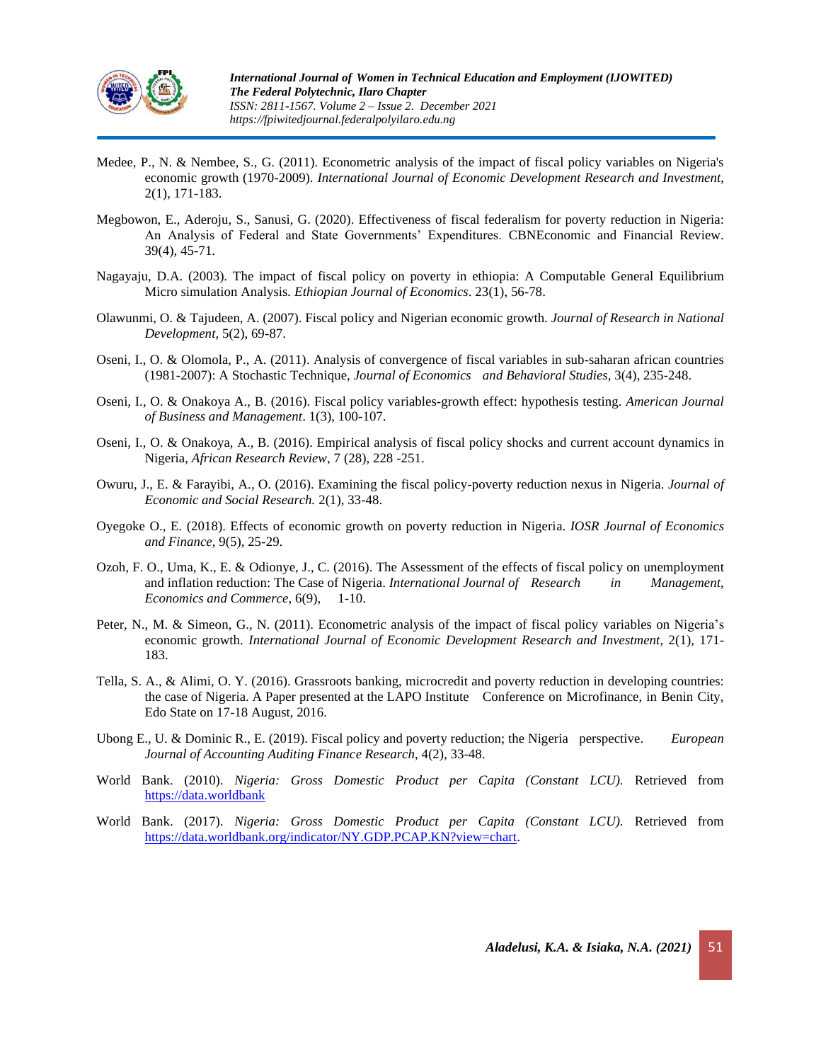Medee, P., N. & Nembee, S., G. (2011). Econometric analysis of the impact of fiscal policy variables on Nigeria's economic growth (1970-2009). *International Journal of Economic Development Research and Investment*, 2(1), 171-183.

Megbowon, E., Aderoju, S., Sanusi, G. (2020). Effectiveness of fiscal federalism for poverty reduction in Nigeria: An Analysis of Federal and State Governments' Expenditures. CBNEconomic and Financial Review. 39(4), 45-71.

Nagayaju, D.A. (2003). The impact of fiscal policy on poverty in ethiopia: A Computable General Equilibrium Micro simulation Analysis. *Ethiopian Journal of Economics*. 23(1), 56-78.

Olawunmi, O. & Tajudeen, A. (2007). Fiscal policy and Nigerian economic growth. *Journal of Research in National Development*, 5(2), 69-87.

Oseni, I., O. & Olomola, P., A. (2011). Analysis of convergence of fiscal variables in sub-saharan african countries (1981-2007): A Stochastic Technique, *Journal of Economics and Behavioral Studies,* 3(4), 235-248.

Oseni, I., O. & Onakoya A., B. (2016). Fiscal policy variables-growth effect: hypothesis testing. *American Journal of Business and Management*. 1(3), 100-107.

Oseni, I., O. & Onakoya, A., B. (2016). Empirical analysis of fiscal policy shocks and current account dynamics in Nigeria, *African Research Review*, 7 (28), 228 -251.

Owuru, J., E. & Farayibi, A., O. (2016). Examining the fiscal policy-poverty reduction nexus in Nigeria. *Journal of Economic and Social Research.* 2(1), 33-48.

Oyegoke O., E. (2018). Effects of economic growth on poverty reduction in Nigeria. *IOSR Journal of Economics and Finance,* 9(5), 25-29.

Ozoh, F. O., Uma, K., E. & Odionye, J., C. (2016). The Assessment of the effects of fiscal policy on unemployment and inflation reduction: The Case of Nigeria. *International Journal of Research in Management, Economics and Commerce*, 6(9), 1-10.

Peter, N., M. & Simeon, G., N. (2011). Econometric analysis of the impact of fiscal policy variables on Nigeria's economic growth. *International Journal of Economic Development Research and Investment*, 2(1), 171-183.

Tella, S. A., & Alimi, O. Y. (2016). Grassroots banking, microcredit and poverty reduction in developing countries: the case of Nigeria. A Paper presented at the LAPO Institute Conference on Microfinance, in Benin City, Edo State on 17-18 August, 2016.

Ubong E., U. & Dominic R., E. (2019). Fiscal policy and poverty reduction; the Nigeria perspective. *European Journal of Accounting Auditing Finance Research*, 4(2), 33-48.

World Bank. (2010). *Nigeria: Gross Domestic Product per Capita (Constant LCU).* Retrieved from https://data.worldbank

World Bank. (2017). *Nigeria: Gross Domestic Product per Capita (Constant LCU).* Retrieved from https://data.worldbank.org/indicator/NY.GDP.PCAP.KN?view=chart.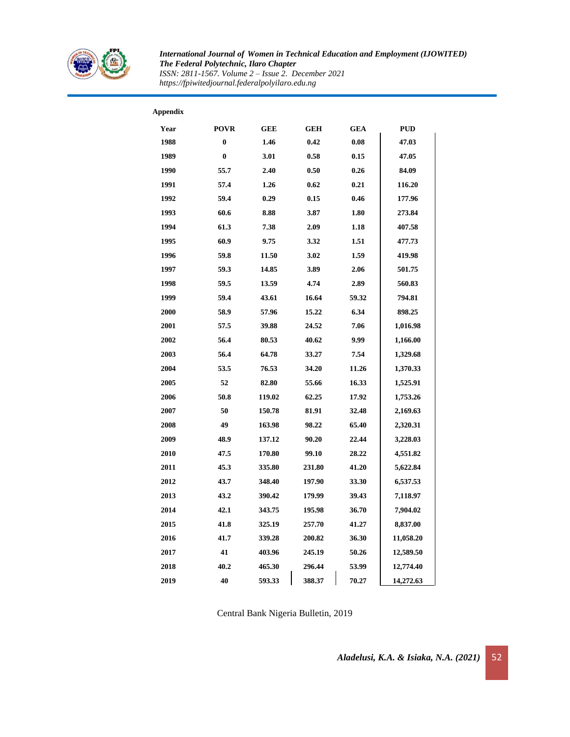**Appendix**

| Year | POVR | GEE | GEH | GEA | PUD |
|---|---|---|---|---|---|
| 1988 | 0 | 1.46 | 0.42 | 0.08 | 47.03 |
| 1989 | 0 | 3.01 | 0.58 | 0.15 | 47.05 |
| 1990 | 55.7 | 2.40 | 0.50 | 0.26 | 84.09 |
| 1991 | 57.4 | 1.26 | 0.62 | 0.21 | 116.20 |
| 1992 | 59.4 | 0.29 | 0.15 | 0.46 | 177.96 |
| 1993 | 60.6 | 8.88 | 3.87 | 1.80 | 273.84 |
| 1994 | 61.3 | 7.38 | 2.09 | 1.18 | 407.58 |
| 1995 | 60.9 | 9.75 | 3.32 | 1.51 | 477.73 |
| 1996 | 59.8 | 11.50 | 3.02 | 1.59 | 419.98 |
| 1997 | 59.3 | 14.85 | 3.89 | 2.06 | 501.75 |
| 1998 | 59.5 | 13.59 | 4.74 | 2.89 | 560.83 |
| 1999 | 59.4 | 43.61 | 16.64 | 59.32 | 794.81 |
| 2000 | 58.9 | 57.96 | 15.22 | 6.34 | 898.25 |
| 2001 | 57.5 | 39.88 | 24.52 | 7.06 | 1,016.98 |
| 2002 | 56.4 | 80.53 | 40.62 | 9.99 | 1,166.00 |
| 2003 | 56.4 | 64.78 | 33.27 | 7.54 | 1,329.68 |
| 2004 | 53.5 | 76.53 | 34.20 | 11.26 | 1,370.33 |
| 2005 | 52 | 82.80 | 55.66 | 16.33 | 1,525.91 |
| 2006 | 50.8 | 119.02 | 62.25 | 17.92 | 1,753.26 |
| 2007 | 50 | 150.78 | 81.91 | 32.48 | 2,169.63 |
| 2008 | 49 | 163.98 | 98.22 | 65.40 | 2,320.31 |
| 2009 | 48.9 | 137.12 | 90.20 | 22.44 | 3,228.03 |
| 2010 | 47.5 | 170.80 | 99.10 | 28.22 | 4,551.82 |
| 2011 | 45.3 | 335.80 | 231.80 | 41.20 | 5,622.84 |
| 2012 | 43.7 | 348.40 | 197.90 | 33.30 | 6,537.53 |
| 2013 | 43.2 | 390.42 | 179.99 | 39.43 | 7,118.97 |
| 2014 | 42.1 | 343.75 | 195.98 | 36.70 | 7,904.02 |
| 2015 | 41.8 | 325.19 | 257.70 | 41.27 | 8,837.00 |
| 2016 | 41.7 | 339.28 | 200.82 | 36.30 | 11,058.20 |
| 2017 | 41 | 403.96 | 245.19 | 50.26 | 12,589.50 |
| 2018 | 40.2 | 465.30 | 296.44 | 53.99 | 12,774.40 |
| 2019 | 40 | 593.33 | 388.37 | 70.27 | 14,272.63 |

Central Bank Nigeria Bulletin, 2019